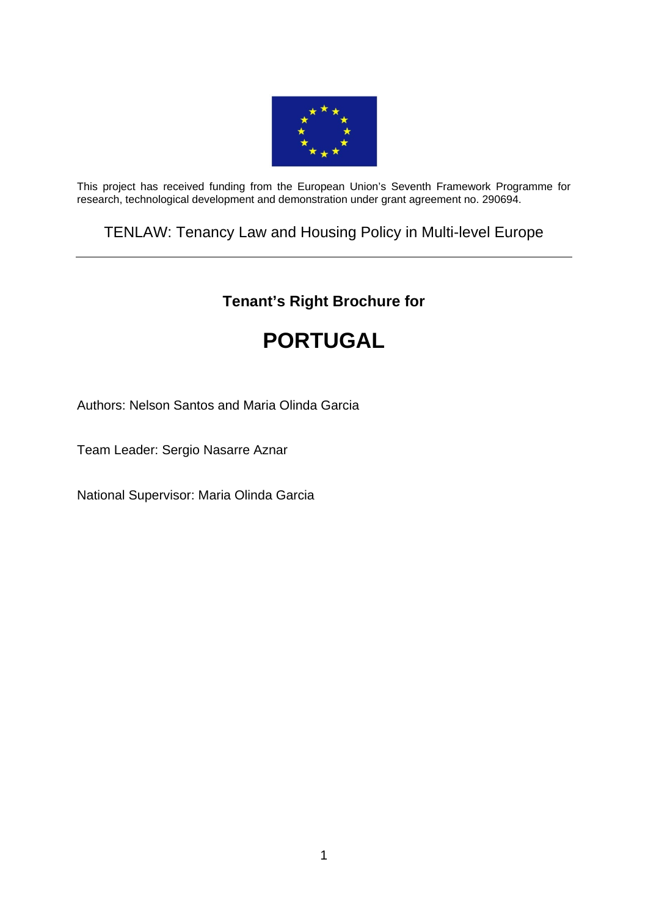This project has received funding from the European Union's Seventh Framework Programme for research, technological development and demonstration under grant agreement no. 290694.

TENLAW: Tenancy Law and Housing Policy in Multi-level Europe

---

**Tenant's Right Brochure for**

# PORTUGAL

Authors: Nelson Santos and Maria Olinda Garcia

Team Leader: Sergio Nasarre Aznar

National Supervisor: Maria Olinda Garcia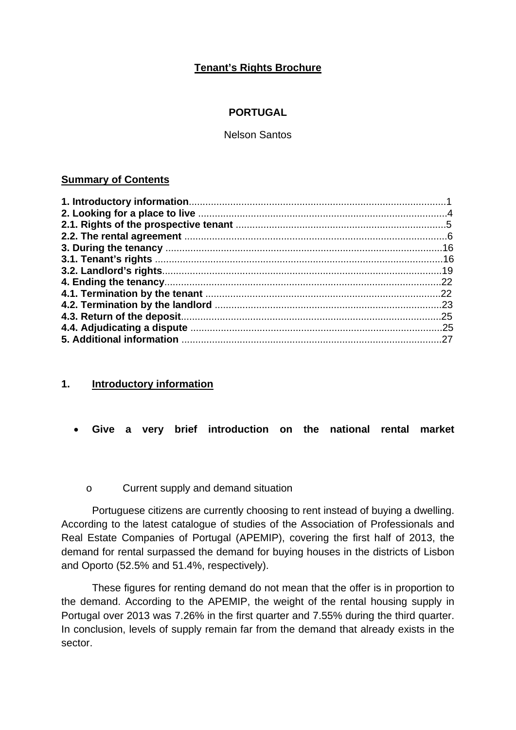**Tenant's Rights Brochure**

**PORTUGAL**

Nelson Santos

**Summary of Contents**

**1. Introductory information**.............................................................................................1
**2. Looking for a place to live** .........................................................................................4
**2.1. Rights of the prospective tenant** ...........................................................................5
**2.2. The rental agreement** .............................................................................................6
**3. During the tenancy** ...................................................................................................16
**3.1. Tenant's rights** ........................................................................................................16
**3.2. Landlord's rights**.....................................................................................................19
**4. Ending the tenancy**...................................................................................................22
**4.1. Termination by the tenant** ....................................................................................22
**4.2. Termination by the landlord** .................................................................................23
**4.3. Return of the deposit**.............................................................................................25
**4.4. Adjudicating a dispute** ..........................................................................................25
**5. Additional information** .............................................................................................27

## 1. Introductory information

- **Give a very brief introduction on the national rental market**

  - Current supply and demand situation

Portuguese citizens are currently choosing to rent instead of buying a dwelling. According to the latest catalogue of studies of the Association of Professionals and Real Estate Companies of Portugal (APEMIP), covering the first half of 2013, the demand for rental surpassed the demand for buying houses in the districts of Lisbon and Oporto (52.5% and 51.4%, respectively).

These figures for renting demand do not mean that the offer is in proportion to the demand. According to the APEMIP, the weight of the rental housing supply in Portugal over 2013 was 7.26% in the first quarter and 7.55% during the third quarter. In conclusion, levels of supply remain far from the demand that already exists in the sector.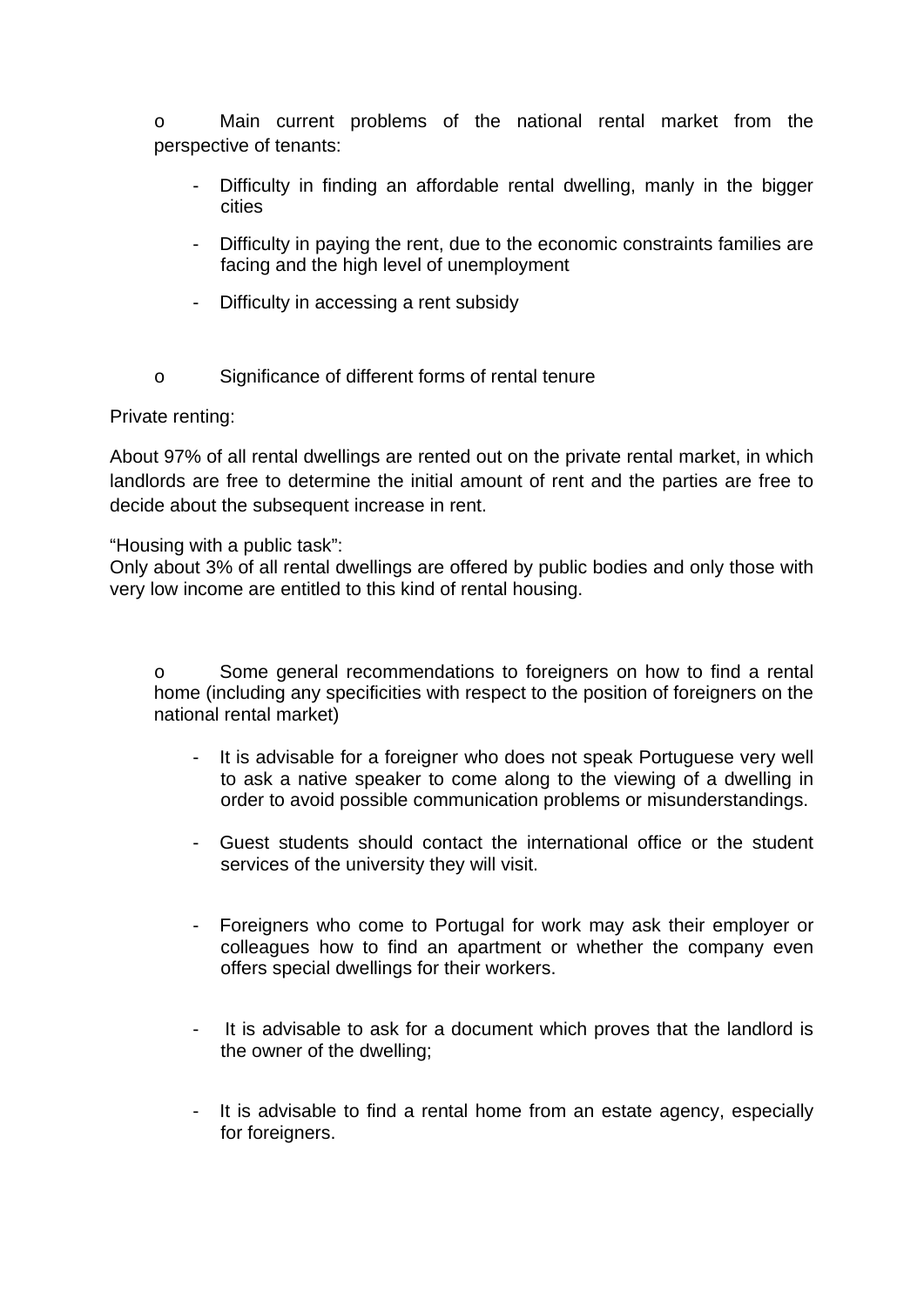- Main current problems of the national rental market from the perspective of tenants:

    - Difficulty in finding an affordable rental dwelling, manly in the bigger cities
    - Difficulty in paying the rent, due to the economic constraints families are facing and the high level of unemployment
    - Difficulty in accessing a rent subsidy

- Significance of different forms of rental tenure

Private renting:

About 97% of all rental dwellings are rented out on the private rental market, in which landlords are free to determine the initial amount of rent and the parties are free to decide about the subsequent increase in rent.

“Housing with a public task”:
Only about 3% of all rental dwellings are offered by public bodies and only those with very low income are entitled to this kind of rental housing.

- Some general recommendations to foreigners on how to find a rental home (including any specificities with respect to the position of foreigners on the national rental market)

    - It is advisable for a foreigner who does not speak Portuguese very well to ask a native speaker to come along to the viewing of a dwelling in order to avoid possible communication problems or misunderstandings.
    - Guest students should contact the international office or the student services of the university they will visit.
    - Foreigners who come to Portugal for work may ask their employer or colleagues how to find an apartment or whether the company even offers special dwellings for their workers.
    - It is advisable to ask for a document which proves that the landlord is the owner of the dwelling;
    - It is advisable to find a rental home from an estate agency, especially for foreigners.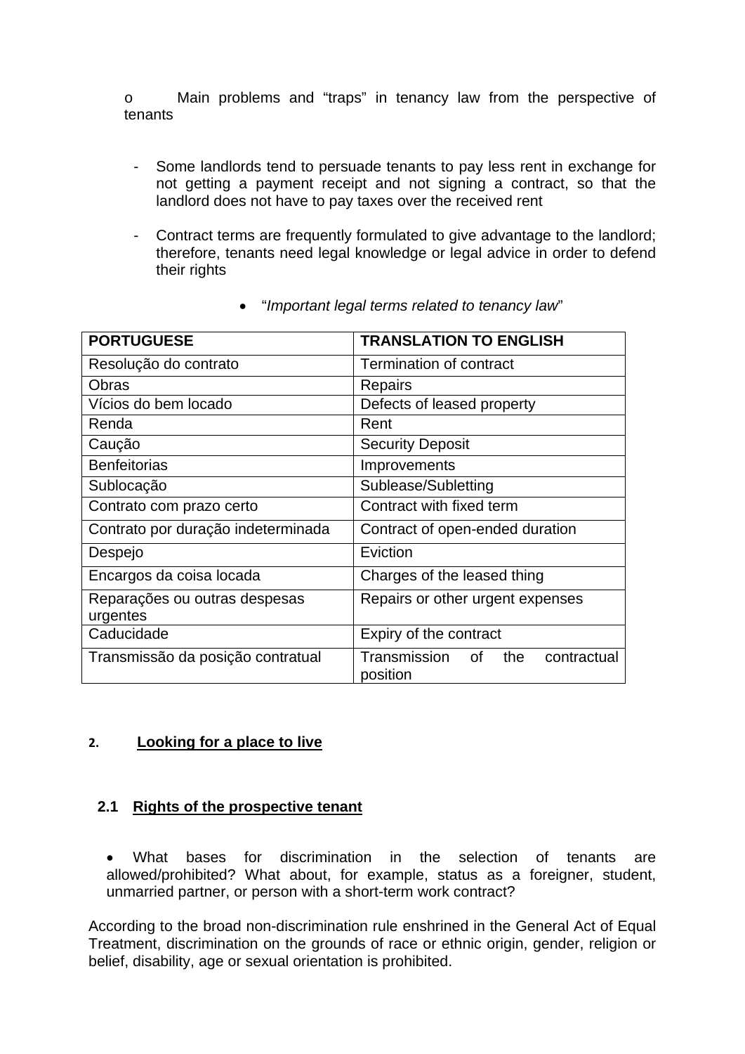- Main problems and “traps” in tenancy law from the perspective of tenants

  - Some landlords tend to persuade tenants to pay less rent in exchange for not getting a payment receipt and not signing a contract, so that the landlord does not have to pay taxes over the received rent

  - Contract terms are frequently formulated to give advantage to the landlord; therefore, tenants need legal knowledge or legal advice in order to defend their rights

- “*Important legal terms related to tenancy law*”

| **PORTUGUESE** | **TRANSLATION TO ENGLISH** |
|---|---|
| Resolução do contrato | Termination of contract |
| Obras | Repairs |
| Vícios do bem locado | Defects of leased property |
| Renda | Rent |
| Caução | Security Deposit |
| Benfeitorias | Improvements |
| Sublocação | Sublease/Subletting |
| Contrato com prazo certo | Contract with fixed term |
| Contrato por duração indeterminada | Contract of open-ended duration |
| Despejo | Eviction |
| Encargos da coisa locada | Charges of the leased thing |
| Reparações ou outras despesas urgentes | Repairs or other urgent expenses |
| Caducidade | Expiry of the contract |
| Transmissão da posição contratual | Transmission of the contractual position |

## 2. Looking for a place to live

### 2.1 Rights of the prospective tenant

- What bases for discrimination in the selection of tenants are allowed/prohibited? What about, for example, status as a foreigner, student, unmarried partner, or person with a short-term work contract?

According to the broad non-discrimination rule enshrined in the General Act of Equal Treatment, discrimination on the grounds of race or ethnic origin, gender, religion or belief, disability, age or sexual orientation is prohibited.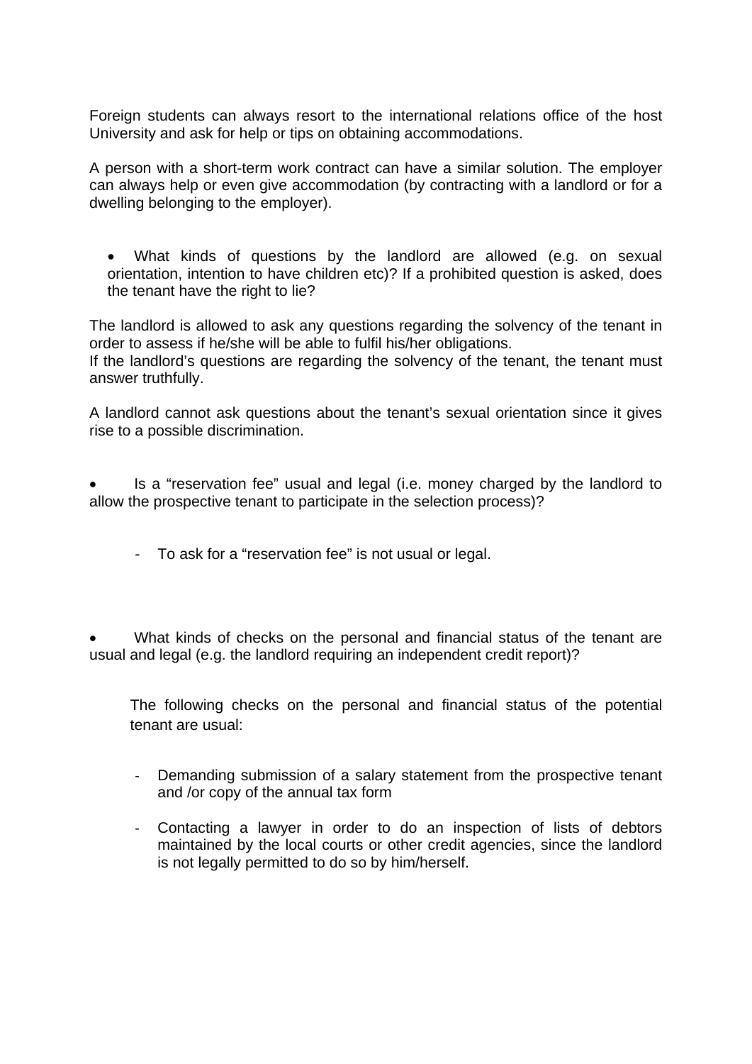Foreign students can always resort to the international relations office of the host University and ask for help or tips on obtaining accommodations.

A person with a short-term work contract can have a similar solution. The employer can always help or even give accommodation (by contracting with a landlord or for a dwelling belonging to the employer).

- What kinds of questions by the landlord are allowed (e.g. on sexual orientation, intention to have children etc)? If a prohibited question is asked, does the tenant have the right to lie?

The landlord is allowed to ask any questions regarding the solvency of the tenant in order to assess if he/she will be able to fulfil his/her obligations.
If the landlord's questions are regarding the solvency of the tenant, the tenant must answer truthfully.

A landlord cannot ask questions about the tenant's sexual orientation since it gives rise to a possible discrimination.

- Is a "reservation fee" usual and legal (i.e. money charged by the landlord to allow the prospective tenant to participate in the selection process)?

  - To ask for a "reservation fee" is not usual or legal.

- What kinds of checks on the personal and financial status of the tenant are usual and legal (e.g. the landlord requiring an independent credit report)?

  The following checks on the personal and financial status of the potential tenant are usual:

  - Demanding submission of a salary statement from the prospective tenant and /or copy of the annual tax form
  - Contacting a lawyer in order to do an inspection of lists of debtors maintained by the local courts or other credit agencies, since the landlord is not legally permitted to do so by him/herself.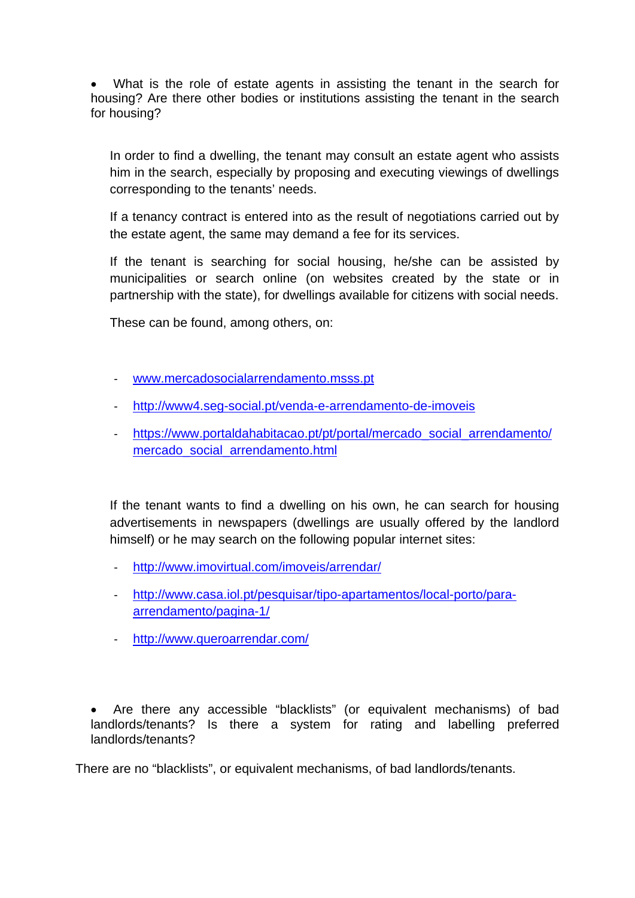- What is the role of estate agents in assisting the tenant in the search for housing? Are there other bodies or institutions assisting the tenant in the search for housing?

In order to find a dwelling, the tenant may consult an estate agent who assists him in the search, especially by proposing and executing viewings of dwellings corresponding to the tenants' needs.

If a tenancy contract is entered into as the result of negotiations carried out by the estate agent, the same may demand a fee for its services.

If the tenant is searching for social housing, he/she can be assisted by municipalities or search online (on websites created by the state or in partnership with the state), for dwellings available for citizens with social needs.

These can be found, among others, on:

- www.mercadosocialarrendamento.msss.pt
- http://www4.seg-social.pt/venda-e-arrendamento-de-imoveis
- https://www.portaldahabitacao.pt/pt/portal/mercado_social_arrendamento/mercado_social_arrendamento.html

If the tenant wants to find a dwelling on his own, he can search for housing advertisements in newspapers (dwellings are usually offered by the landlord himself) or he may search on the following popular internet sites:

- http://www.imovirtual.com/imoveis/arrendar/
- http://www.casa.iol.pt/pesquisar/tipo-apartamentos/local-porto/para-arrendamento/pagina-1/
- http://www.queroarrendar.com/

- Are there any accessible "blacklists" (or equivalent mechanisms) of bad landlords/tenants? Is there a system for rating and labelling preferred landlords/tenants?

There are no "blacklists", or equivalent mechanisms, of bad landlords/tenants.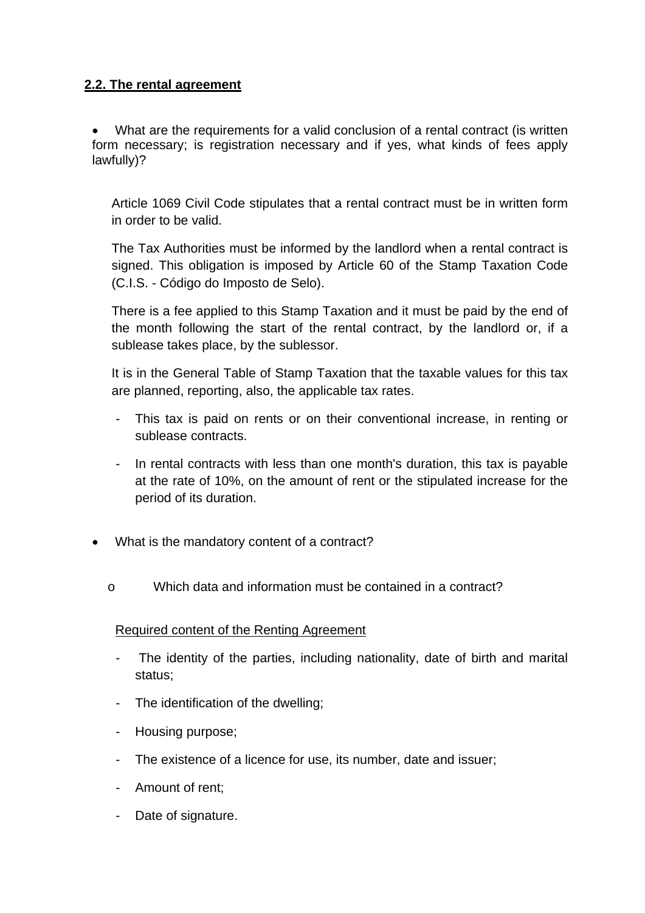## 2.2. The rental agreement

- What are the requirements for a valid conclusion of a rental contract (is written form necessary; is registration necessary and if yes, what kinds of fees apply lawfully)?

  Article 1069 Civil Code stipulates that a rental contract must be in written form in order to be valid.

  The Tax Authorities must be informed by the landlord when a rental contract is signed. This obligation is imposed by Article 60 of the Stamp Taxation Code (C.I.S. - Código do Imposto de Selo).

  There is a fee applied to this Stamp Taxation and it must be paid by the end of the month following the start of the rental contract, by the landlord or, if a sublease takes place, by the sublessor.

  It is in the General Table of Stamp Taxation that the taxable values for this tax are planned, reporting, also, the applicable tax rates.

  - This tax is paid on rents or on their conventional increase, in renting or sublease contracts.
  - In rental contracts with less than one month's duration, this tax is payable at the rate of 10%, on the amount of rent or the stipulated increase for the period of its duration.

- What is the mandatory content of a contract?

  - Which data and information must be contained in a contract?

    Required content of the Renting Agreement

    - The identity of the parties, including nationality, date of birth and marital status;
    - The identification of the dwelling;
    - Housing purpose;
    - The existence of a licence for use, its number, date and issuer;
    - Amount of rent;
    - Date of signature.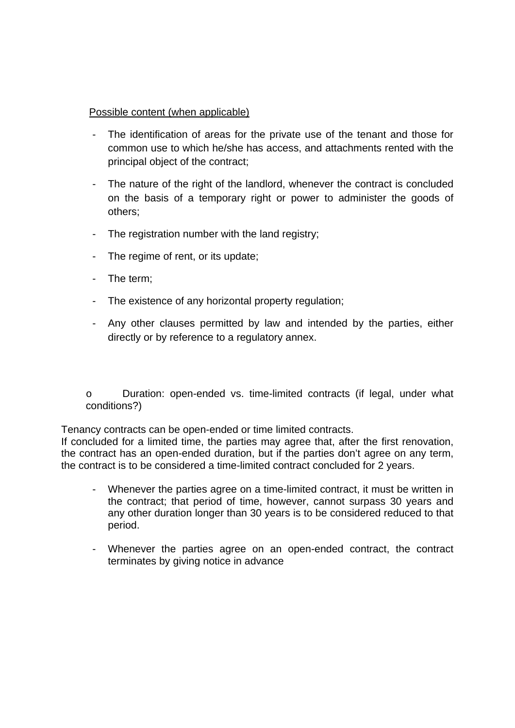<u>Possible content (when applicable)</u>

- The identification of areas for the private use of the tenant and those for common use to which he/she has access, and attachments rented with the principal object of the contract;
- The nature of the right of the landlord, whenever the contract is concluded on the basis of a temporary right or power to administer the goods of others;
- The registration number with the land registry;
- The regime of rent, or its update;
- The term;
- The existence of any horizontal property regulation;
- Any other clauses permitted by law and intended by the parties, either directly or by reference to a regulatory annex.

o Duration: open-ended vs. time-limited contracts (if legal, under what conditions?)

Tenancy contracts can be open-ended or time limited contracts.
If concluded for a limited time, the parties may agree that, after the first renovation, the contract has an open-ended duration, but if the parties don't agree on any term, the contract is to be considered a time-limited contract concluded for 2 years.

- Whenever the parties agree on a time-limited contract, it must be written in the contract; that period of time, however, cannot surpass 30 years and any other duration longer than 30 years is to be considered reduced to that period.
- Whenever the parties agree on an open-ended contract, the contract terminates by giving notice in advance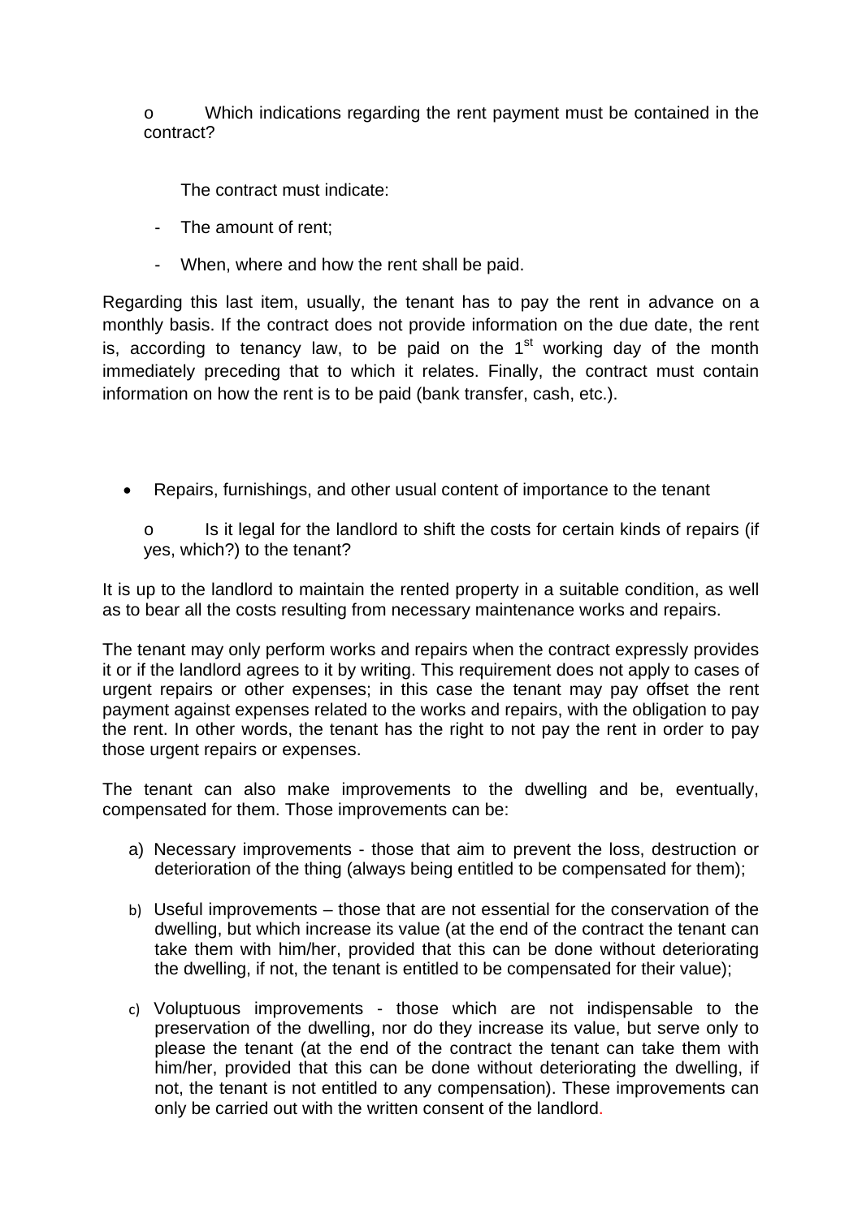o Which indications regarding the rent payment must be contained in the contract?

The contract must indicate:

- The amount of rent;
- When, where and how the rent shall be paid.

Regarding this last item, usually, the tenant has to pay the rent in advance on a monthly basis. If the contract does not provide information on the due date, the rent is, according to tenancy law, to be paid on the 1st working day of the month immediately preceding that to which it relates. Finally, the contract must contain information on how the rent is to be paid (bank transfer, cash, etc.).

- Repairs, furnishings, and other usual content of importance to the tenant

  o Is it legal for the landlord to shift the costs for certain kinds of repairs (if yes, which?) to the tenant?

It is up to the landlord to maintain the rented property in a suitable condition, as well as to bear all the costs resulting from necessary maintenance works and repairs.

The tenant may only perform works and repairs when the contract expressly provides it or if the landlord agrees to it by writing. This requirement does not apply to cases of urgent repairs or other expenses; in this case the tenant may pay offset the rent payment against expenses related to the works and repairs, with the obligation to pay the rent. In other words, the tenant has the right to not pay the rent in order to pay those urgent repairs or expenses.

The tenant can also make improvements to the dwelling and be, eventually, compensated for them. Those improvements can be:

a) Necessary improvements - those that aim to prevent the loss, destruction or deterioration of the thing (always being entitled to be compensated for them);

b) Useful improvements – those that are not essential for the conservation of the dwelling, but which increase its value (at the end of the contract the tenant can take them with him/her, provided that this can be done without deteriorating the dwelling, if not, the tenant is entitled to be compensated for their value);

c) Voluptuous improvements - those which are not indispensable to the preservation of the dwelling, nor do they increase its value, but serve only to please the tenant (at the end of the contract the tenant can take them with him/her, provided that this can be done without deteriorating the dwelling, if not, the tenant is not entitled to any compensation). These improvements can only be carried out with the written consent of the landlord.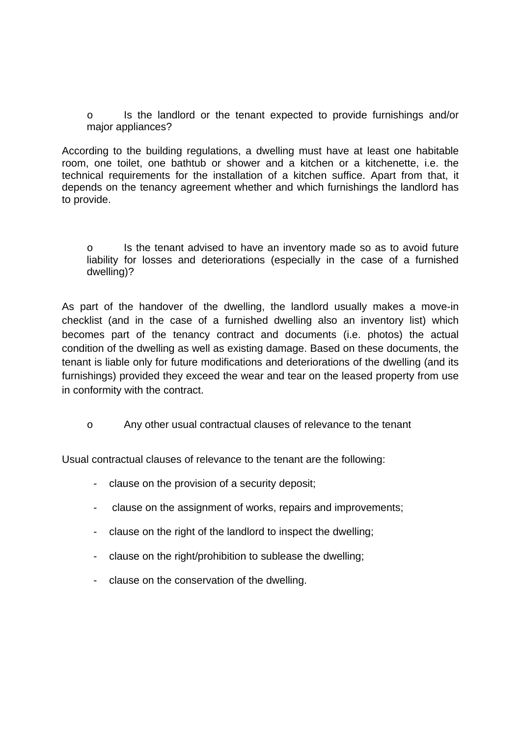- Is the landlord or the tenant expected to provide furnishings and/or major appliances?

According to the building regulations, a dwelling must have at least one habitable room, one toilet, one bathtub or shower and a kitchen or a kitchenette, i.e. the technical requirements for the installation of a kitchen suffice. Apart from that, it depends on the tenancy agreement whether and which furnishings the landlord has to provide.

- Is the tenant advised to have an inventory made so as to avoid future liability for losses and deteriorations (especially in the case of a furnished dwelling)?

As part of the handover of the dwelling, the landlord usually makes a move-in checklist (and in the case of a furnished dwelling also an inventory list) which becomes part of the tenancy contract and documents (i.e. photos) the actual condition of the dwelling as well as existing damage. Based on these documents, the tenant is liable only for future modifications and deteriorations of the dwelling (and its furnishings) provided they exceed the wear and tear on the leased property from use in conformity with the contract.

- Any other usual contractual clauses of relevance to the tenant

Usual contractual clauses of relevance to the tenant are the following:

- clause on the provision of a security deposit;
- clause on the assignment of works, repairs and improvements;
- clause on the right of the landlord to inspect the dwelling;
- clause on the right/prohibition to sublease the dwelling;
- clause on the conservation of the dwelling.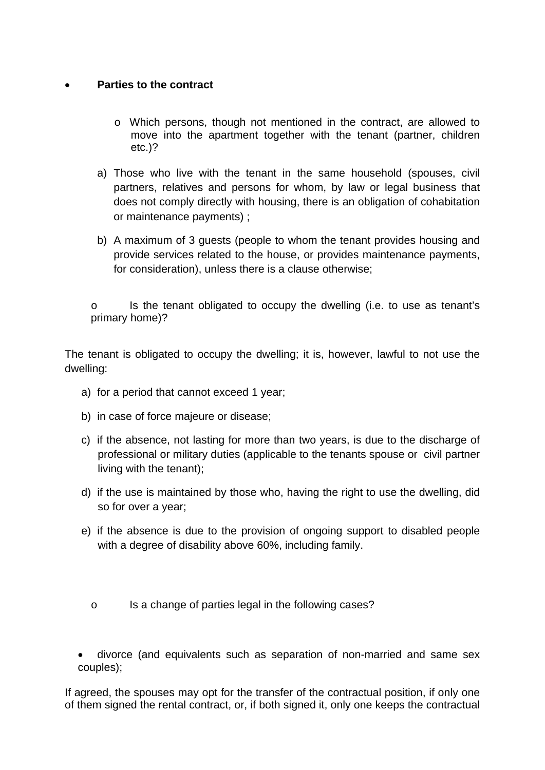- **Parties to the contract**

  - Which persons, though not mentioned in the contract, are allowed to move into the apartment together with the tenant (partner, children etc.)?

a) Those who live with the tenant in the same household (spouses, civil partners, relatives and persons for whom, by law or legal business that does not comply directly with housing, there is an obligation of cohabitation or maintenance payments) ;

b) A maximum of 3 guests (people to whom the tenant provides housing and provide services related to the house, or provides maintenance payments, for consideration), unless there is a clause otherwise;

  - Is the tenant obligated to occupy the dwelling (i.e. to use as tenant's primary home)?

The tenant is obligated to occupy the dwelling; it is, however, lawful to not use the dwelling:

a) for a period that cannot exceed 1 year;

b) in case of force majeure or disease;

c) if the absence, not lasting for more than two years, is due to the discharge of professional or military duties (applicable to the tenants spouse or civil partner living with the tenant);

d) if the use is maintained by those who, having the right to use the dwelling, did so for over a year;

e) if the absence is due to the provision of ongoing support to disabled people with a degree of disability above 60%, including family.

  - Is a change of parties legal in the following cases?

- divorce (and equivalents such as separation of non-married and same sex couples);

If agreed, the spouses may opt for the transfer of the contractual position, if only one of them signed the rental contract, or, if both signed it, only one keeps the contractual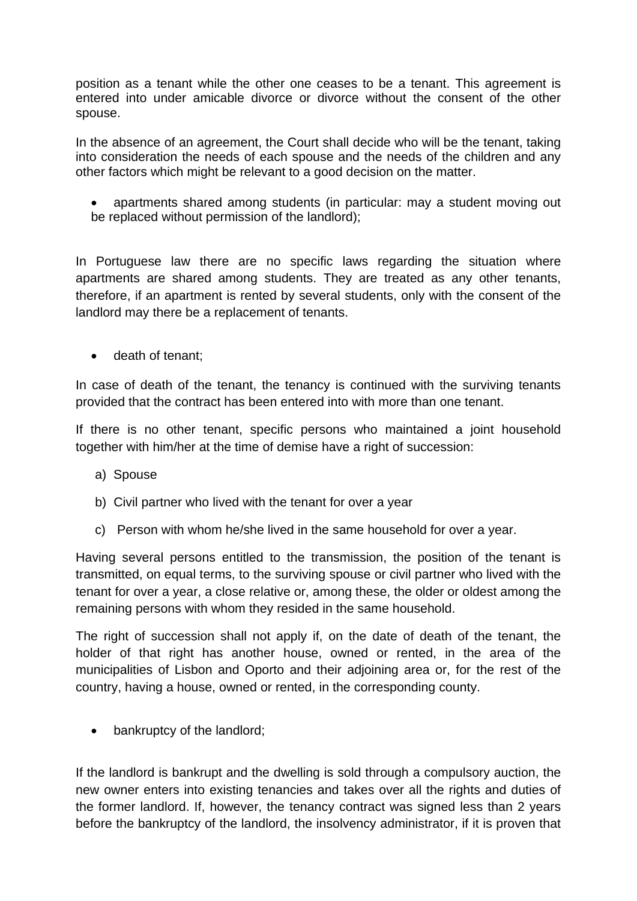position as a tenant while the other one ceases to be a tenant. This agreement is entered into under amicable divorce or divorce without the consent of the other spouse.

In the absence of an agreement, the Court shall decide who will be the tenant, taking into consideration the needs of each spouse and the needs of the children and any other factors which might be relevant to a good decision on the matter.

- apartments shared among students (in particular: may a student moving out be replaced without permission of the landlord);

In Portuguese law there are no specific laws regarding the situation where apartments are shared among students. They are treated as any other tenants, therefore, if an apartment is rented by several students, only with the consent of the landlord may there be a replacement of tenants.

- death of tenant;

In case of death of the tenant, the tenancy is continued with the surviving tenants provided that the contract has been entered into with more than one tenant.

If there is no other tenant, specific persons who maintained a joint household together with him/her at the time of demise have a right of succession:

a) Spouse

b) Civil partner who lived with the tenant for over a year

c) Person with whom he/she lived in the same household for over a year.

Having several persons entitled to the transmission, the position of the tenant is transmitted, on equal terms, to the surviving spouse or civil partner who lived with the tenant for over a year, a close relative or, among these, the older or oldest among the remaining persons with whom they resided in the same household.

The right of succession shall not apply if, on the date of death of the tenant, the holder of that right has another house, owned or rented, in the area of the municipalities of Lisbon and Oporto and their adjoining area or, for the rest of the country, having a house, owned or rented, in the corresponding county.

- bankruptcy of the landlord;

If the landlord is bankrupt and the dwelling is sold through a compulsory auction, the new owner enters into existing tenancies and takes over all the rights and duties of the former landlord. If, however, the tenancy contract was signed less than 2 years before the bankruptcy of the landlord, the insolvency administrator, if it is proven that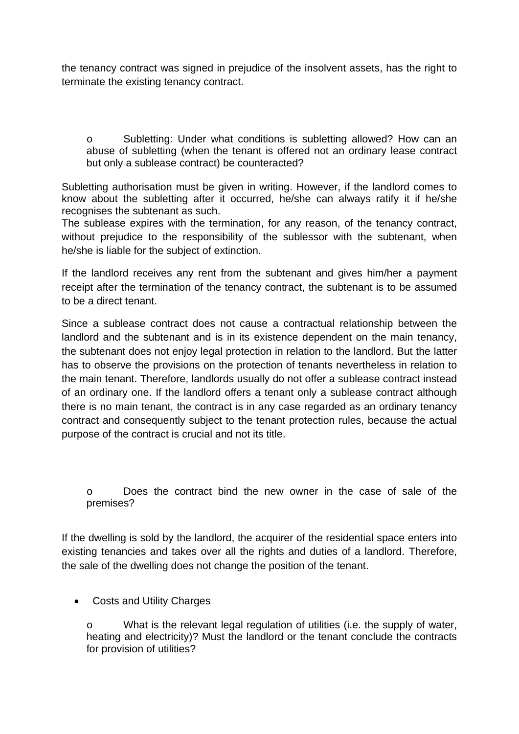the tenancy contract was signed in prejudice of the insolvent assets, has the right to terminate the existing tenancy contract.

- Subletting: Under what conditions is subletting allowed? How can an abuse of subletting (when the tenant is offered not an ordinary lease contract but only a sublease contract) be counteracted?

Subletting authorisation must be given in writing. However, if the landlord comes to know about the subletting after it occurred, he/she can always ratify it if he/she recognises the subtenant as such.
The sublease expires with the termination, for any reason, of the tenancy contract, without prejudice to the responsibility of the sublessor with the subtenant, when he/she is liable for the subject of extinction.

If the landlord receives any rent from the subtenant and gives him/her a payment receipt after the termination of the tenancy contract, the subtenant is to be assumed to be a direct tenant.

Since a sublease contract does not cause a contractual relationship between the landlord and the subtenant and is in its existence dependent on the main tenancy, the subtenant does not enjoy legal protection in relation to the landlord. But the latter has to observe the provisions on the protection of tenants nevertheless in relation to the main tenant. Therefore, landlords usually do not offer a sublease contract instead of an ordinary one. If the landlord offers a tenant only a sublease contract although there is no main tenant, the contract is in any case regarded as an ordinary tenancy contract and consequently subject to the tenant protection rules, because the actual purpose of the contract is crucial and not its title.

- Does the contract bind the new owner in the case of sale of the premises?

If the dwelling is sold by the landlord, the acquirer of the residential space enters into existing tenancies and takes over all the rights and duties of a landlord. Therefore, the sale of the dwelling does not change the position of the tenant.

- Costs and Utility Charges
  - What is the relevant legal regulation of utilities (i.e. the supply of water, heating and electricity)? Must the landlord or the tenant conclude the contracts for provision of utilities?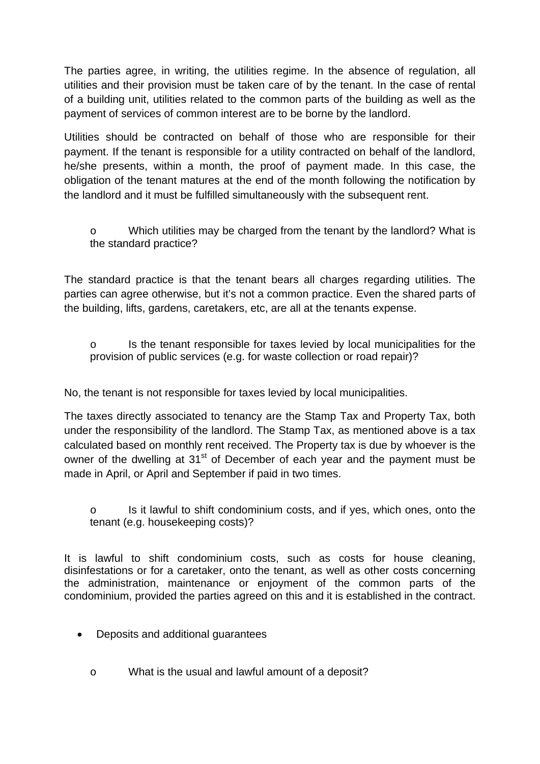The parties agree, in writing, the utilities regime. In the absence of regulation, all utilities and their provision must be taken care of by the tenant. In the case of rental of a building unit, utilities related to the common parts of the building as well as the payment of services of common interest are to be borne by the landlord.

Utilities should be contracted on behalf of those who are responsible for their payment. If the tenant is responsible for a utility contracted on behalf of the landlord, he/she presents, within a month, the proof of payment made. In this case, the obligation of the tenant matures at the end of the month following the notification by the landlord and it must be fulfilled simultaneously with the subsequent rent.

- Which utilities may be charged from the tenant by the landlord? What is the standard practice?

The standard practice is that the tenant bears all charges regarding utilities. The parties can agree otherwise, but it's not a common practice. Even the shared parts of the building, lifts, gardens, caretakers, etc, are all at the tenants expense.

- Is the tenant responsible for taxes levied by local municipalities for the provision of public services (e.g. for waste collection or road repair)?

No, the tenant is not responsible for taxes levied by local municipalities.

The taxes directly associated to tenancy are the Stamp Tax and Property Tax, both under the responsibility of the landlord. The Stamp Tax, as mentioned above is a tax calculated based on monthly rent received. The Property tax is due by whoever is the owner of the dwelling at 31st of December of each year and the payment must be made in April, or April and September if paid in two times.

- Is it lawful to shift condominium costs, and if yes, which ones, onto the tenant (e.g. housekeeping costs)?

It is lawful to shift condominium costs, such as costs for house cleaning, disinfestations or for a caretaker, onto the tenant, as well as other costs concerning the administration, maintenance or enjoyment of the common parts of the condominium, provided the parties agreed on this and it is established in the contract.

- Deposits and additional guarantees
  - What is the usual and lawful amount of a deposit?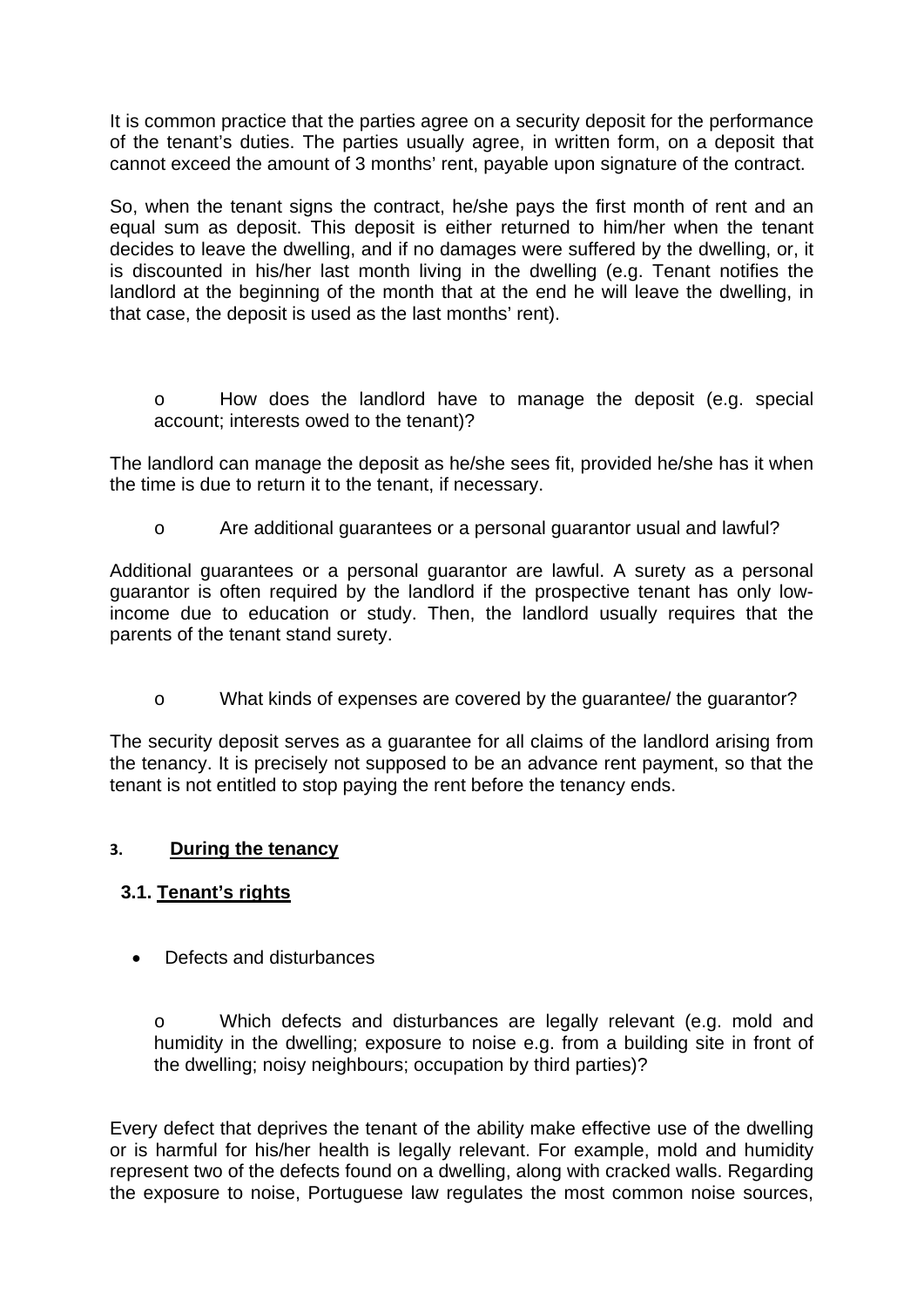It is common practice that the parties agree on a security deposit for the performance of the tenant's duties. The parties usually agree, in written form, on a deposit that cannot exceed the amount of 3 months' rent, payable upon signature of the contract.

So, when the tenant signs the contract, he/she pays the first month of rent and an equal sum as deposit. This deposit is either returned to him/her when the tenant decides to leave the dwelling, and if no damages were suffered by the dwelling, or, it is discounted in his/her last month living in the dwelling (e.g. Tenant notifies the landlord at the beginning of the month that at the end he will leave the dwelling, in that case, the deposit is used as the last months' rent).

- o How does the landlord have to manage the deposit (e.g. special account; interests owed to the tenant)?

The landlord can manage the deposit as he/she sees fit, provided he/she has it when the time is due to return it to the tenant, if necessary.

- o Are additional guarantees or a personal guarantor usual and lawful?

Additional guarantees or a personal guarantor are lawful. A surety as a personal guarantor is often required by the landlord if the prospective tenant has only low-income due to education or study. Then, the landlord usually requires that the parents of the tenant stand surety.

- o What kinds of expenses are covered by the guarantee/ the guarantor?

The security deposit serves as a guarantee for all claims of the landlord arising from the tenancy. It is precisely not supposed to be an advance rent payment, so that the tenant is not entitled to stop paying the rent before the tenancy ends.

## 3. During the tenancy

### 3.1. Tenant's rights

- Defects and disturbances

  - o Which defects and disturbances are legally relevant (e.g. mold and humidity in the dwelling; exposure to noise e.g. from a building site in front of the dwelling; noisy neighbours; occupation by third parties)?

Every defect that deprives the tenant of the ability make effective use of the dwelling or is harmful for his/her health is legally relevant. For example, mold and humidity represent two of the defects found on a dwelling, along with cracked walls. Regarding the exposure to noise, Portuguese law regulates the most common noise sources,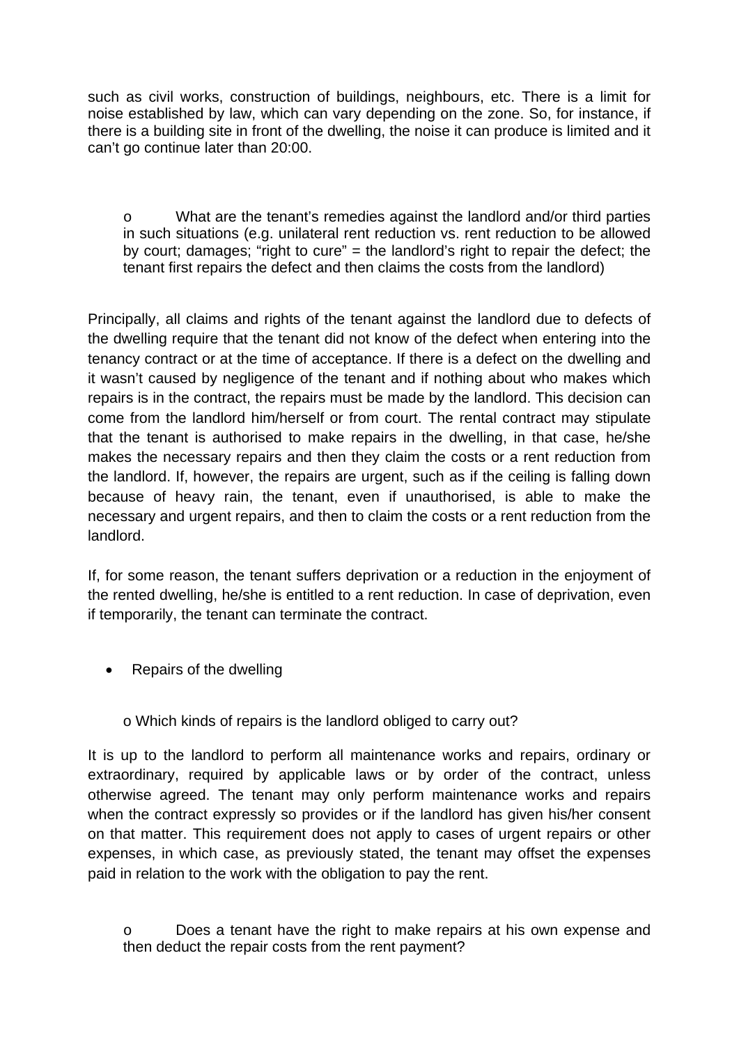such as civil works, construction of buildings, neighbours, etc. There is a limit for noise established by law, which can vary depending on the zone. So, for instance, if there is a building site in front of the dwelling, the noise it can produce is limited and it can't go continue later than 20:00.

- What are the tenant's remedies against the landlord and/or third parties in such situations (e.g. unilateral rent reduction vs. rent reduction to be allowed by court; damages; "right to cure" = the landlord's right to repair the defect; the tenant first repairs the defect and then claims the costs from the landlord)

Principally, all claims and rights of the tenant against the landlord due to defects of the dwelling require that the tenant did not know of the defect when entering into the tenancy contract or at the time of acceptance. If there is a defect on the dwelling and it wasn't caused by negligence of the tenant and if nothing about who makes which repairs is in the contract, the repairs must be made by the landlord. This decision can come from the landlord him/herself or from court. The rental contract may stipulate that the tenant is authorised to make repairs in the dwelling, in that case, he/she makes the necessary repairs and then they claim the costs or a rent reduction from the landlord. If, however, the repairs are urgent, such as if the ceiling is falling down because of heavy rain, the tenant, even if unauthorised, is able to make the necessary and urgent repairs, and then to claim the costs or a rent reduction from the landlord.

If, for some reason, the tenant suffers deprivation or a reduction in the enjoyment of the rented dwelling, he/she is entitled to a rent reduction. In case of deprivation, even if temporarily, the tenant can terminate the contract.

- Repairs of the dwelling

  - Which kinds of repairs is the landlord obliged to carry out?

It is up to the landlord to perform all maintenance works and repairs, ordinary or extraordinary, required by applicable laws or by order of the contract, unless otherwise agreed. The tenant may only perform maintenance works and repairs when the contract expressly so provides or if the landlord has given his/her consent on that matter. This requirement does not apply to cases of urgent repairs or other expenses, in which case, as previously stated, the tenant may offset the expenses paid in relation to the work with the obligation to pay the rent.

  - Does a tenant have the right to make repairs at his own expense and then deduct the repair costs from the rent payment?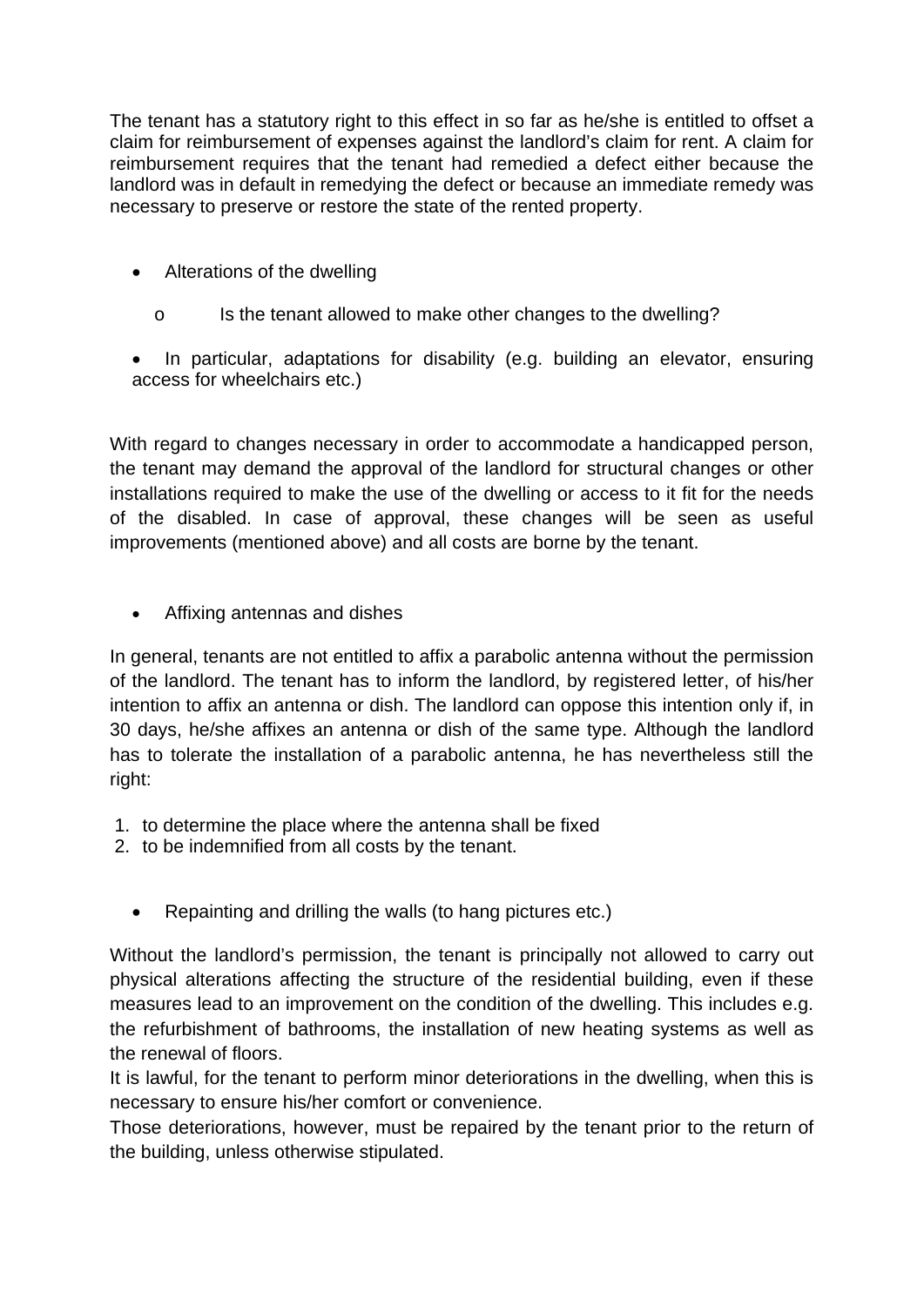The tenant has a statutory right to this effect in so far as he/she is entitled to offset a claim for reimbursement of expenses against the landlord's claim for rent. A claim for reimbursement requires that the tenant had remedied a defect either because the landlord was in default in remedying the defect or because an immediate remedy was necessary to preserve or restore the state of the rented property.

- Alterations of the dwelling
  - Is the tenant allowed to make other changes to the dwelling?
- In particular, adaptations for disability (e.g. building an elevator, ensuring access for wheelchairs etc.)

With regard to changes necessary in order to accommodate a handicapped person, the tenant may demand the approval of the landlord for structural changes or other installations required to make the use of the dwelling or access to it fit for the needs of the disabled. In case of approval, these changes will be seen as useful improvements (mentioned above) and all costs are borne by the tenant.

- Affixing antennas and dishes

In general, tenants are not entitled to affix a parabolic antenna without the permission of the landlord. The tenant has to inform the landlord, by registered letter, of his/her intention to affix an antenna or dish. The landlord can oppose this intention only if, in 30 days, he/she affixes an antenna or dish of the same type. Although the landlord has to tolerate the installation of a parabolic antenna, he has nevertheless still the right:

1. to determine the place where the antenna shall be fixed
2. to be indemnified from all costs by the tenant.

- Repainting and drilling the walls (to hang pictures etc.)

Without the landlord's permission, the tenant is principally not allowed to carry out physical alterations affecting the structure of the residential building, even if these measures lead to an improvement on the condition of the dwelling. This includes e.g. the refurbishment of bathrooms, the installation of new heating systems as well as the renewal of floors.

It is lawful, for the tenant to perform minor deteriorations in the dwelling, when this is necessary to ensure his/her comfort or convenience.

Those deteriorations, however, must be repaired by the tenant prior to the return of the building, unless otherwise stipulated.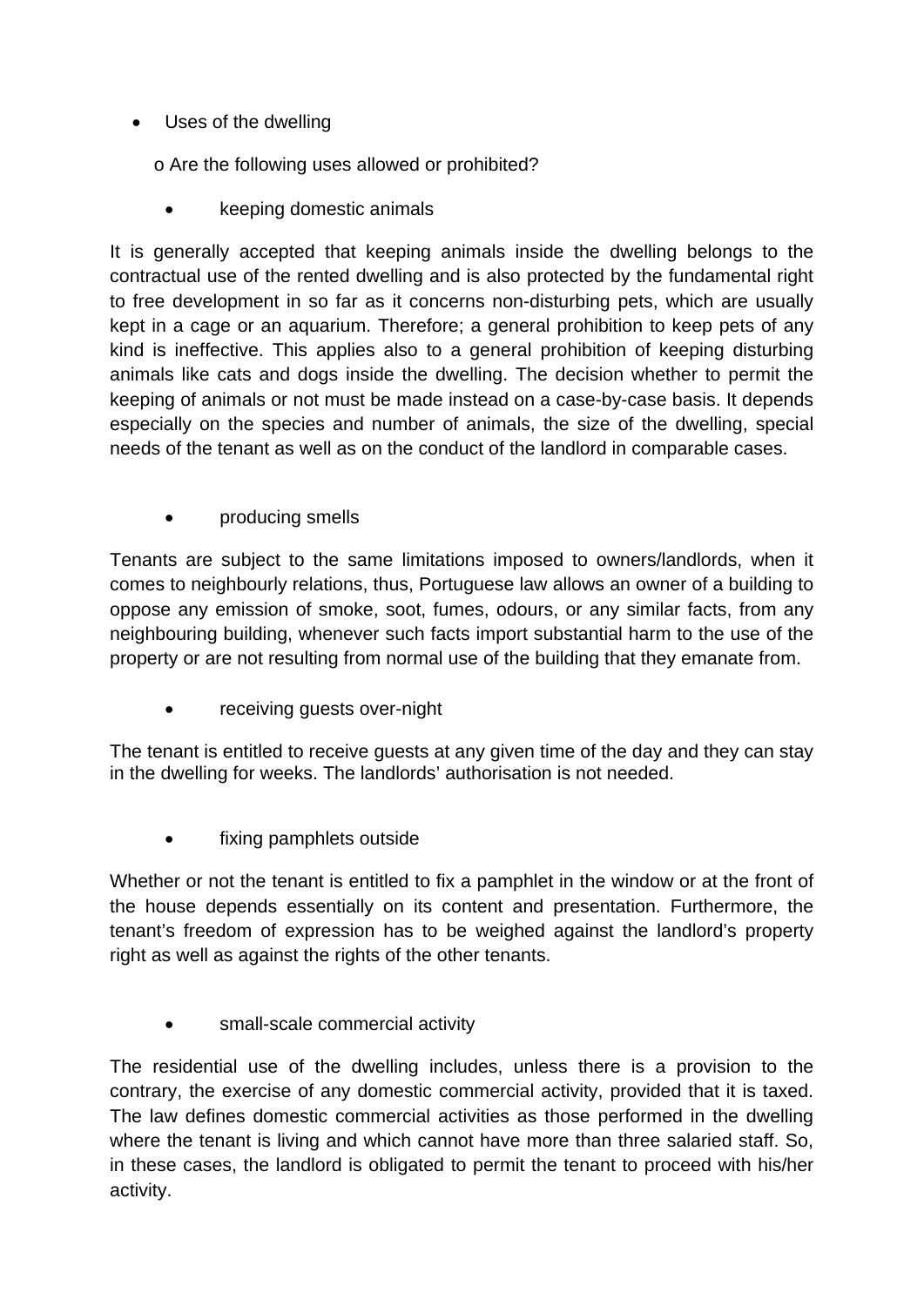- Uses of the dwelling

  o Are the following uses allowed or prohibited?

  - keeping domestic animals

It is generally accepted that keeping animals inside the dwelling belongs to the contractual use of the rented dwelling and is also protected by the fundamental right to free development in so far as it concerns non-disturbing pets, which are usually kept in a cage or an aquarium. Therefore; a general prohibition to keep pets of any kind is ineffective. This applies also to a general prohibition of keeping disturbing animals like cats and dogs inside the dwelling. The decision whether to permit the keeping of animals or not must be made instead on a case-by-case basis. It depends especially on the species and number of animals, the size of the dwelling, special needs of the tenant as well as on the conduct of the landlord in comparable cases.

  - producing smells

Tenants are subject to the same limitations imposed to owners/landlords, when it comes to neighbourly relations, thus, Portuguese law allows an owner of a building to oppose any emission of smoke, soot, fumes, odours, or any similar facts, from any neighbouring building, whenever such facts import substantial harm to the use of the property or are not resulting from normal use of the building that they emanate from.

  - receiving guests over-night

The tenant is entitled to receive guests at any given time of the day and they can stay in the dwelling for weeks. The landlords' authorisation is not needed.

  - fixing pamphlets outside

Whether or not the tenant is entitled to fix a pamphlet in the window or at the front of the house depends essentially on its content and presentation. Furthermore, the tenant's freedom of expression has to be weighed against the landlord's property right as well as against the rights of the other tenants.

  - small-scale commercial activity

The residential use of the dwelling includes, unless there is a provision to the contrary, the exercise of any domestic commercial activity, provided that it is taxed. The law defines domestic commercial activities as those performed in the dwelling where the tenant is living and which cannot have more than three salaried staff. So, in these cases, the landlord is obligated to permit the tenant to proceed with his/her activity.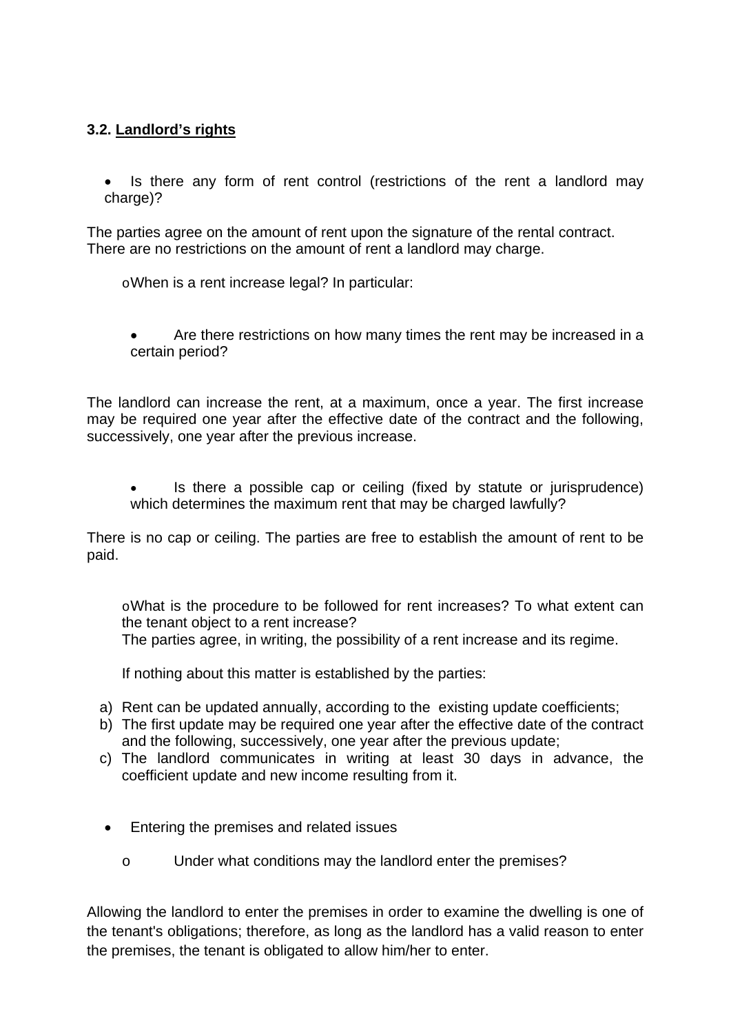### 3.2. <u>Landlord's rights</u>

- Is there any form of rent control (restrictions of the rent a landlord may charge)?

The parties agree on the amount of rent upon the signature of the rental contract. There are no restrictions on the amount of rent a landlord may charge.

  - When is a rent increase legal? In particular:

    - Are there restrictions on how many times the rent may be increased in a certain period?

The landlord can increase the rent, at a maximum, once a year. The first increase may be required one year after the effective date of the contract and the following, successively, one year after the previous increase.

    - Is there a possible cap or ceiling (fixed by statute or jurisprudence) which determines the maximum rent that may be charged lawfully?

There is no cap or ceiling. The parties are free to establish the amount of rent to be paid.

  - What is the procedure to be followed for rent increases? To what extent can the tenant object to a rent increase?

    The parties agree, in writing, the possibility of a rent increase and its regime.

    If nothing about this matter is established by the parties:

a) Rent can be updated annually, according to the existing update coefficients;
b) The first update may be required one year after the effective date of the contract and the following, successively, one year after the previous update;
c) The landlord communicates in writing at least 30 days in advance, the coefficient update and new income resulting from it.

- Entering the premises and related issues
  - Under what conditions may the landlord enter the premises?

Allowing the landlord to enter the premises in order to examine the dwelling is one of the tenant's obligations; therefore, as long as the landlord has a valid reason to enter the premises, the tenant is obligated to allow him/her to enter.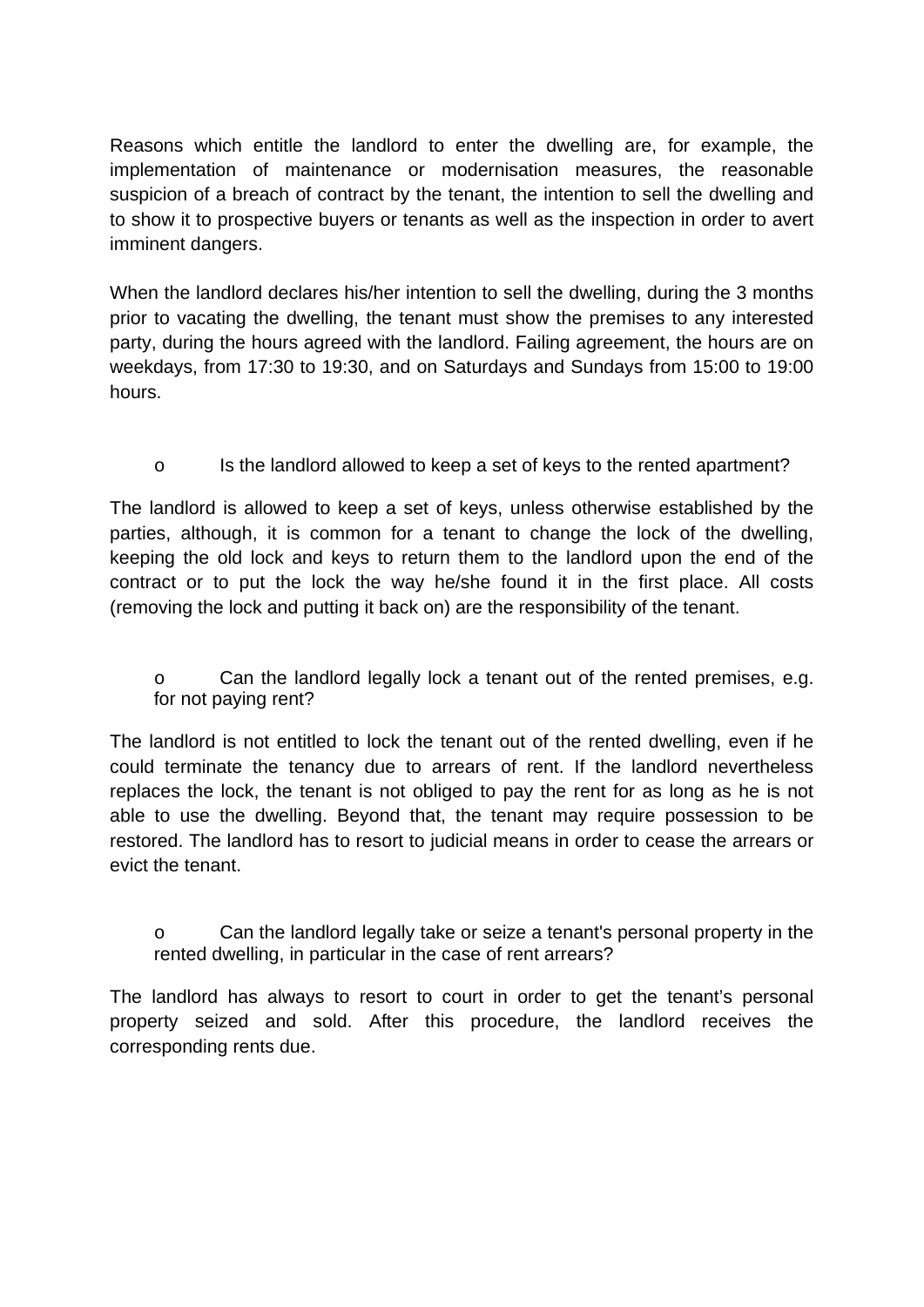Reasons which entitle the landlord to enter the dwelling are, for example, the implementation of maintenance or modernisation measures, the reasonable suspicion of a breach of contract by the tenant, the intention to sell the dwelling and to show it to prospective buyers or tenants as well as the inspection in order to avert imminent dangers.

When the landlord declares his/her intention to sell the dwelling, during the 3 months prior to vacating the dwelling, the tenant must show the premises to any interested party, during the hours agreed with the landlord. Failing agreement, the hours are on weekdays, from 17:30 to 19:30, and on Saturdays and Sundays from 15:00 to 19:00 hours.

- Is the landlord allowed to keep a set of keys to the rented apartment?

The landlord is allowed to keep a set of keys, unless otherwise established by the parties, although, it is common for a tenant to change the lock of the dwelling, keeping the old lock and keys to return them to the landlord upon the end of the contract or to put the lock the way he/she found it in the first place. All costs (removing the lock and putting it back on) are the responsibility of the tenant.

- Can the landlord legally lock a tenant out of the rented premises, e.g. for not paying rent?

The landlord is not entitled to lock the tenant out of the rented dwelling, even if he could terminate the tenancy due to arrears of rent. If the landlord nevertheless replaces the lock, the tenant is not obliged to pay the rent for as long as he is not able to use the dwelling. Beyond that, the tenant may require possession to be restored. The landlord has to resort to judicial means in order to cease the arrears or evict the tenant.

- Can the landlord legally take or seize a tenant's personal property in the rented dwelling, in particular in the case of rent arrears?

The landlord has always to resort to court in order to get the tenant's personal property seized and sold. After this procedure, the landlord receives the corresponding rents due.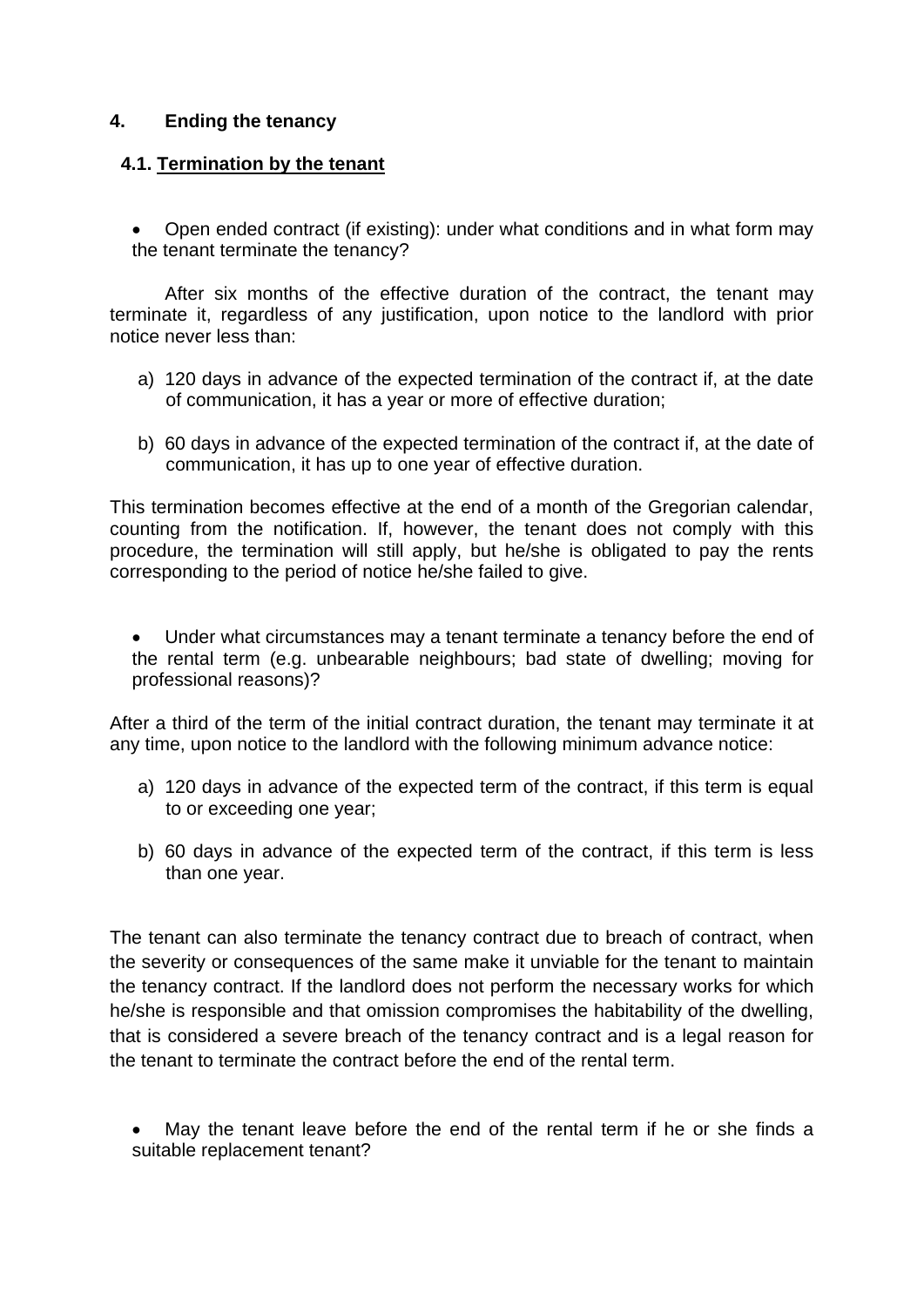## 4. Ending the tenancy

### 4.1. Termination by the tenant

- Open ended contract (if existing): under what conditions and in what form may the tenant terminate the tenancy?

After six months of the effective duration of the contract, the tenant may terminate it, regardless of any justification, upon notice to the landlord with prior notice never less than:

a) 120 days in advance of the expected termination of the contract if, at the date of communication, it has a year or more of effective duration;

b) 60 days in advance of the expected termination of the contract if, at the date of communication, it has up to one year of effective duration.

This termination becomes effective at the end of a month of the Gregorian calendar, counting from the notification. If, however, the tenant does not comply with this procedure, the termination will still apply, but he/she is obligated to pay the rents corresponding to the period of notice he/she failed to give.

- Under what circumstances may a tenant terminate a tenancy before the end of the rental term (e.g. unbearable neighbours; bad state of dwelling; moving for professional reasons)?

After a third of the term of the initial contract duration, the tenant may terminate it at any time, upon notice to the landlord with the following minimum advance notice:

a) 120 days in advance of the expected term of the contract, if this term is equal to or exceeding one year;

b) 60 days in advance of the expected term of the contract, if this term is less than one year.

The tenant can also terminate the tenancy contract due to breach of contract, when the severity or consequences of the same make it unviable for the tenant to maintain the tenancy contract. If the landlord does not perform the necessary works for which he/she is responsible and that omission compromises the habitability of the dwelling, that is considered a severe breach of the tenancy contract and is a legal reason for the tenant to terminate the contract before the end of the rental term.

- May the tenant leave before the end of the rental term if he or she finds a suitable replacement tenant?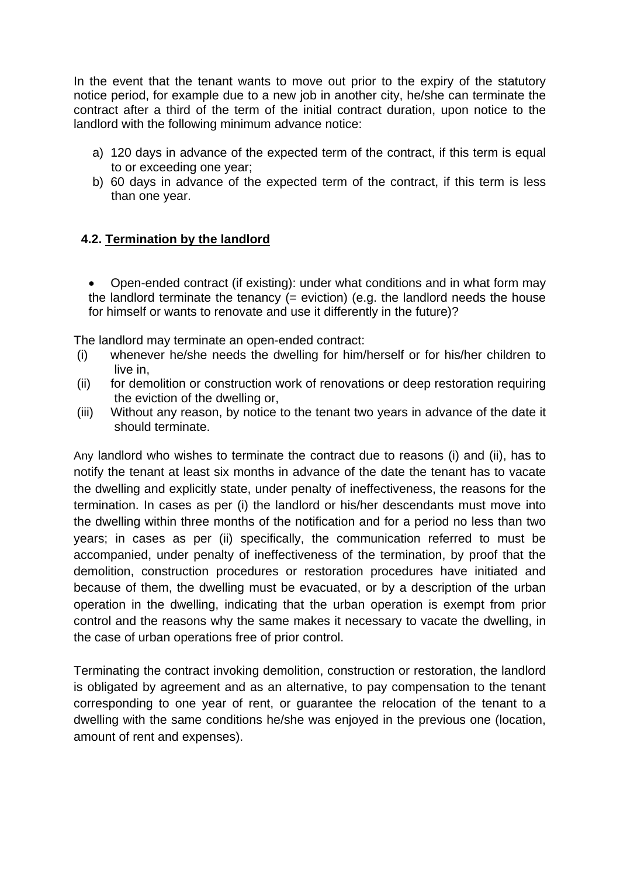In the event that the tenant wants to move out prior to the expiry of the statutory notice period, for example due to a new job in another city, he/she can terminate the contract after a third of the term of the initial contract duration, upon notice to the landlord with the following minimum advance notice:

a) 120 days in advance of the expected term of the contract, if this term is equal to or exceeding one year;
b) 60 days in advance of the expected term of the contract, if this term is less than one year.

### 4.2. Termination by the landlord

- Open-ended contract (if existing): under what conditions and in what form may the landlord terminate the tenancy (= eviction) (e.g. the landlord needs the house for himself or wants to renovate and use it differently in the future)?

The landlord may terminate an open-ended contract:

(i) whenever he/she needs the dwelling for him/herself or for his/her children to live in,
(ii) for demolition or construction work of renovations or deep restoration requiring the eviction of the dwelling or,
(iii) Without any reason, by notice to the tenant two years in advance of the date it should terminate.

Any landlord who wishes to terminate the contract due to reasons (i) and (ii), has to notify the tenant at least six months in advance of the date the tenant has to vacate the dwelling and explicitly state, under penalty of ineffectiveness, the reasons for the termination. In cases as per (i) the landlord or his/her descendants must move into the dwelling within three months of the notification and for a period no less than two years; in cases as per (ii) specifically, the communication referred to must be accompanied, under penalty of ineffectiveness of the termination, by proof that the demolition, construction procedures or restoration procedures have initiated and because of them, the dwelling must be evacuated, or by a description of the urban operation in the dwelling, indicating that the urban operation is exempt from prior control and the reasons why the same makes it necessary to vacate the dwelling, in the case of urban operations free of prior control.

Terminating the contract invoking demolition, construction or restoration, the landlord is obligated by agreement and as an alternative, to pay compensation to the tenant corresponding to one year of rent, or guarantee the relocation of the tenant to a dwelling with the same conditions he/she was enjoyed in the previous one (location, amount of rent and expenses).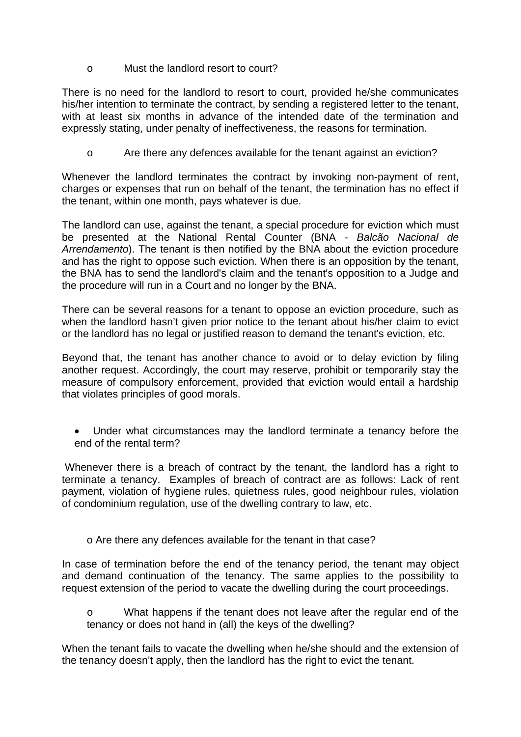- Must the landlord resort to court?

There is no need for the landlord to resort to court, provided he/she communicates his/her intention to terminate the contract, by sending a registered letter to the tenant, with at least six months in advance of the intended date of the termination and expressly stating, under penalty of ineffectiveness, the reasons for termination.

- Are there any defences available for the tenant against an eviction?

Whenever the landlord terminates the contract by invoking non-payment of rent, charges or expenses that run on behalf of the tenant, the termination has no effect if the tenant, within one month, pays whatever is due.

The landlord can use, against the tenant, a special procedure for eviction which must be presented at the National Rental Counter (BNA - *Balcão Nacional de Arrendamento*). The tenant is then notified by the BNA about the eviction procedure and has the right to oppose such eviction. When there is an opposition by the tenant, the BNA has to send the landlord's claim and the tenant's opposition to a Judge and the procedure will run in a Court and no longer by the BNA.

There can be several reasons for a tenant to oppose an eviction procedure, such as when the landlord hasn't given prior notice to the tenant about his/her claim to evict or the landlord has no legal or justified reason to demand the tenant's eviction, etc.

Beyond that, the tenant has another chance to avoid or to delay eviction by filing another request. Accordingly, the court may reserve, prohibit or temporarily stay the measure of compulsory enforcement, provided that eviction would entail a hardship that violates principles of good morals.

- Under what circumstances may the landlord terminate a tenancy before the end of the rental term?

Whenever there is a breach of contract by the tenant, the landlord has a right to terminate a tenancy. Examples of breach of contract are as follows: Lack of rent payment, violation of hygiene rules, quietness rules, good neighbour rules, violation of condominium regulation, use of the dwelling contrary to law, etc.

- Are there any defences available for the tenant in that case?

In case of termination before the end of the tenancy period, the tenant may object and demand continuation of the tenancy. The same applies to the possibility to request extension of the period to vacate the dwelling during the court proceedings.

- What happens if the tenant does not leave after the regular end of the tenancy or does not hand in (all) the keys of the dwelling?

When the tenant fails to vacate the dwelling when he/she should and the extension of the tenancy doesn't apply, then the landlord has the right to evict the tenant.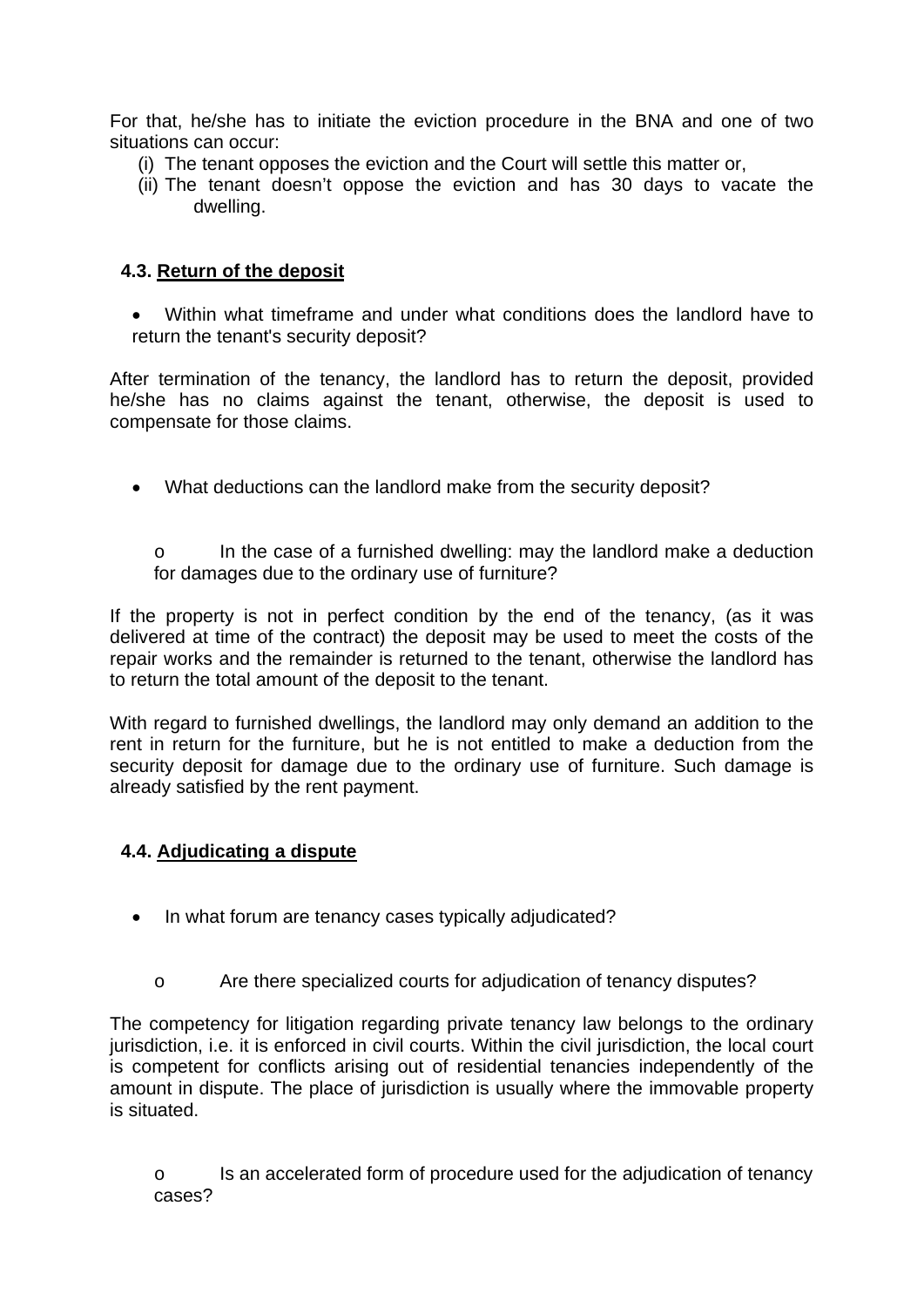For that, he/she has to initiate the eviction procedure in the BNA and one of two situations can occur:

(i) The tenant opposes the eviction and the Court will settle this matter or,

(ii) The tenant doesn't oppose the eviction and has 30 days to vacate the dwelling.

### 4.3. Return of the deposit

- Within what timeframe and under what conditions does the landlord have to return the tenant's security deposit?

After termination of the tenancy, the landlord has to return the deposit, provided he/she has no claims against the tenant, otherwise, the deposit is used to compensate for those claims.

- What deductions can the landlord make from the security deposit?

  o In the case of a furnished dwelling: may the landlord make a deduction for damages due to the ordinary use of furniture?

If the property is not in perfect condition by the end of the tenancy, (as it was delivered at time of the contract) the deposit may be used to meet the costs of the repair works and the remainder is returned to the tenant, otherwise the landlord has to return the total amount of the deposit to the tenant.

With regard to furnished dwellings, the landlord may only demand an addition to the rent in return for the furniture, but he is not entitled to make a deduction from the security deposit for damage due to the ordinary use of furniture. Such damage is already satisfied by the rent payment.

### 4.4. Adjudicating a dispute

- In what forum are tenancy cases typically adjudicated?

  o Are there specialized courts for adjudication of tenancy disputes?

The competency for litigation regarding private tenancy law belongs to the ordinary jurisdiction, i.e. it is enforced in civil courts. Within the civil jurisdiction, the local court is competent for conflicts arising out of residential tenancies independently of the amount in dispute. The place of jurisdiction is usually where the immovable property is situated.

  o Is an accelerated form of procedure used for the adjudication of tenancy cases?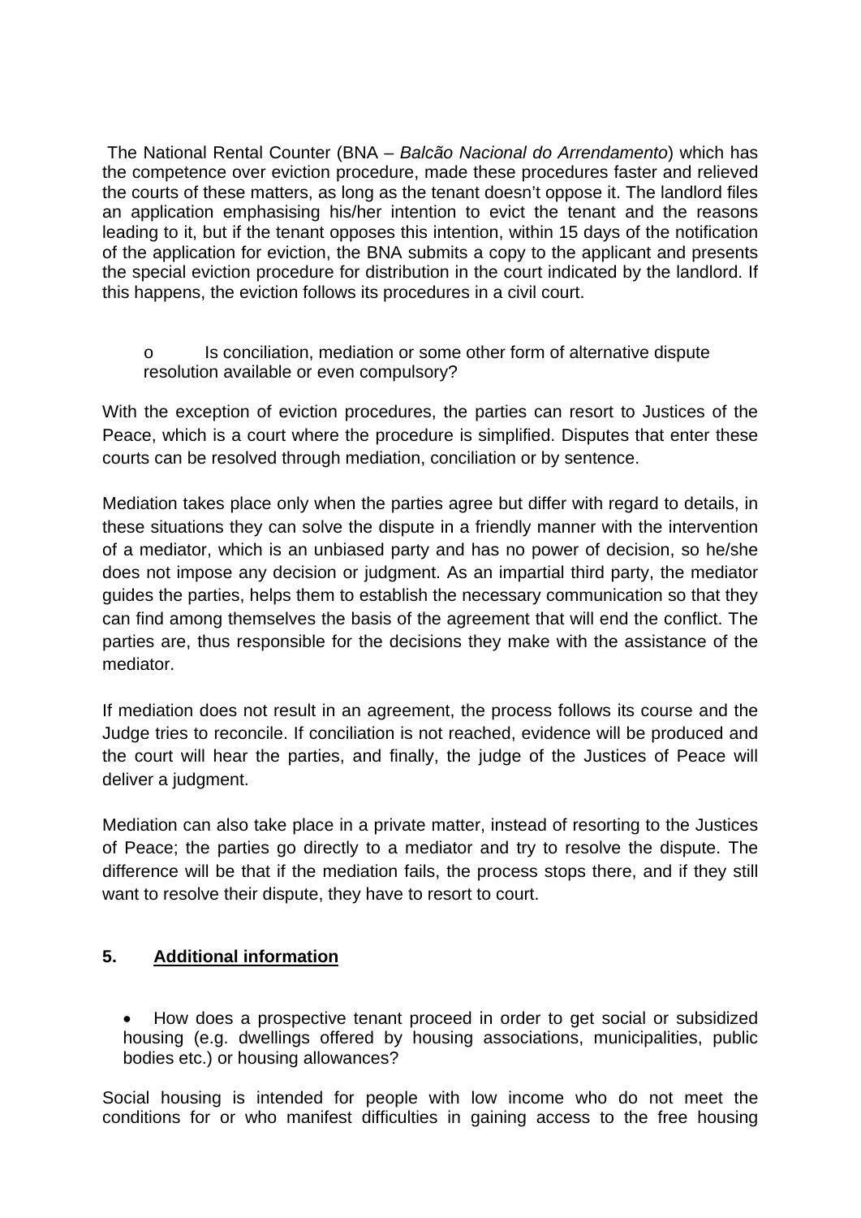The National Rental Counter (BNA – *Balcão Nacional do Arrendamento*) which has the competence over eviction procedure, made these procedures faster and relieved the courts of these matters, as long as the tenant doesn't oppose it. The landlord files an application emphasising his/her intention to evict the tenant and the reasons leading to it, but if the tenant opposes this intention, within 15 days of the notification of the application for eviction, the BNA submits a copy to the applicant and presents the special eviction procedure for distribution in the court indicated by the landlord. If this happens, the eviction follows its procedures in a civil court.

- Is conciliation, mediation or some other form of alternative dispute resolution available or even compulsory?

With the exception of eviction procedures, the parties can resort to Justices of the Peace, which is a court where the procedure is simplified. Disputes that enter these courts can be resolved through mediation, conciliation or by sentence.

Mediation takes place only when the parties agree but differ with regard to details, in these situations they can solve the dispute in a friendly manner with the intervention of a mediator, which is an unbiased party and has no power of decision, so he/she does not impose any decision or judgment. As an impartial third party, the mediator guides the parties, helps them to establish the necessary communication so that they can find among themselves the basis of the agreement that will end the conflict. The parties are, thus responsible for the decisions they make with the assistance of the mediator.

If mediation does not result in an agreement, the process follows its course and the Judge tries to reconcile. If conciliation is not reached, evidence will be produced and the court will hear the parties, and finally, the judge of the Justices of Peace will deliver a judgment.

Mediation can also take place in a private matter, instead of resorting to the Justices of Peace; the parties go directly to a mediator and try to resolve the dispute. The difference will be that if the mediation fails, the process stops there, and if they still want to resolve their dispute, they have to resort to court.

## 5. Additional information

- How does a prospective tenant proceed in order to get social or subsidized housing (e.g. dwellings offered by housing associations, municipalities, public bodies etc.) or housing allowances?

Social housing is intended for people with low income who do not meet the conditions for or who manifest difficulties in gaining access to the free housing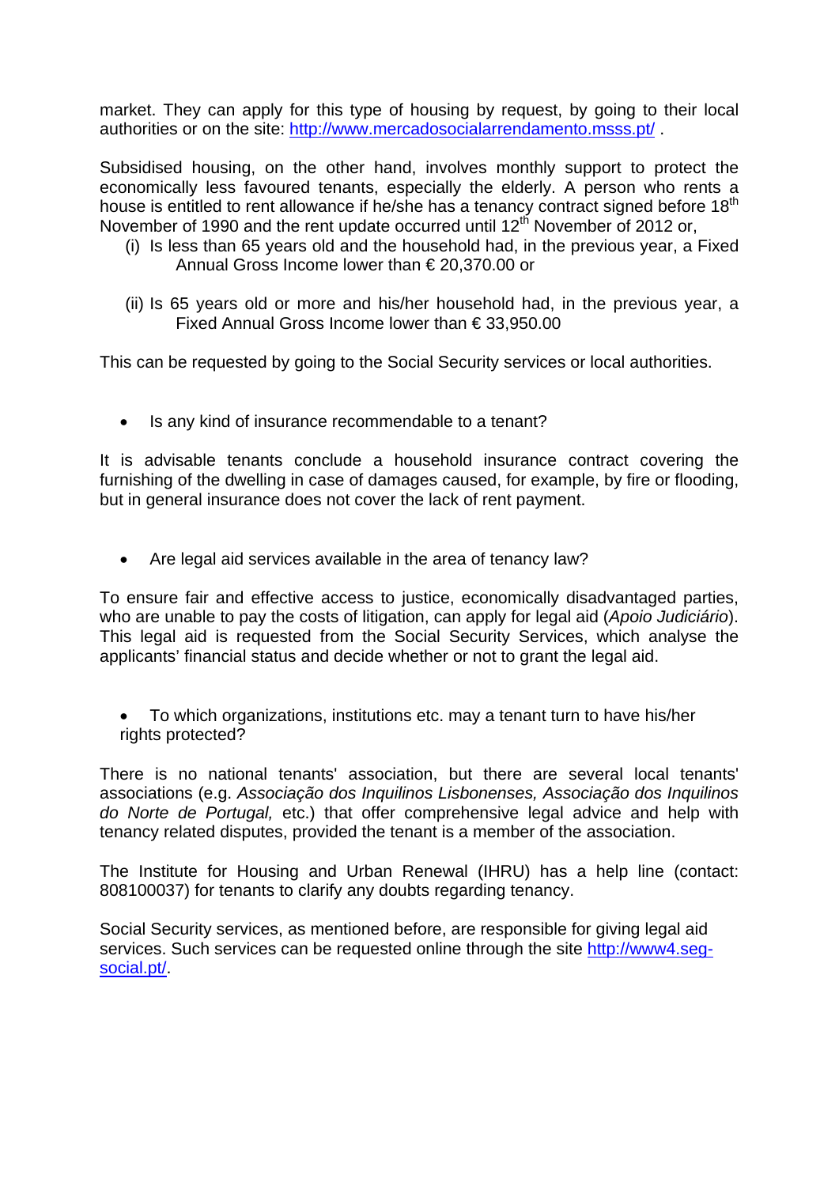market. They can apply for this type of housing by request, by going to their local authorities or on the site: [http://www.mercadosocialarrendamento.msss.pt/](http://www.mercadosocialarrendamento.msss.pt/) .

Subsidised housing, on the other hand, involves monthly support to protect the economically less favoured tenants, especially the elderly. A person who rents a house is entitled to rent allowance if he/she has a tenancy contract signed before 18th November of 1990 and the rent update occurred until 12th November of 2012 or,

(i) Is less than 65 years old and the household had, in the previous year, a Fixed Annual Gross Income lower than € 20,370.00 or

(ii) Is 65 years old or more and his/her household had, in the previous year, a Fixed Annual Gross Income lower than € 33,950.00

This can be requested by going to the Social Security services or local authorities.

- Is any kind of insurance recommendable to a tenant?

It is advisable tenants conclude a household insurance contract covering the furnishing of the dwelling in case of damages caused, for example, by fire or flooding, but in general insurance does not cover the lack of rent payment.

- Are legal aid services available in the area of tenancy law?

To ensure fair and effective access to justice, economically disadvantaged parties, who are unable to pay the costs of litigation, can apply for legal aid (*Apoio Judiciário*). This legal aid is requested from the Social Security Services, which analyse the applicants' financial status and decide whether or not to grant the legal aid.

- To which organizations, institutions etc. may a tenant turn to have his/her rights protected?

There is no national tenants' association, but there are several local tenants' associations (e.g. *Associação dos Inquilinos Lisbonenses, Associação dos Inquilinos do Norte de Portugal,* etc.) that offer comprehensive legal advice and help with tenancy related disputes, provided the tenant is a member of the association.

The Institute for Housing and Urban Renewal (IHRU) has a help line (contact: 808100037) for tenants to clarify any doubts regarding tenancy.

Social Security services, as mentioned before, are responsible for giving legal aid services. Such services can be requested online through the site [http://www4.seg-social.pt/](http://www4.seg-social.pt/).